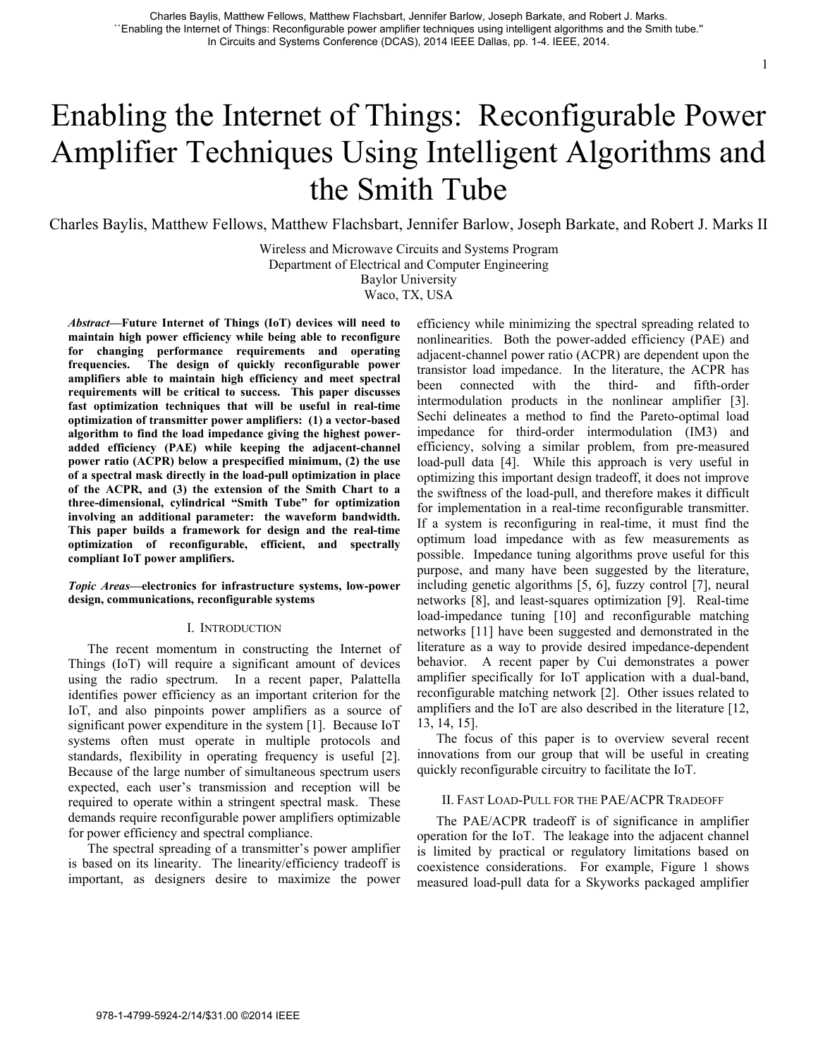Charles Baylis, Matthew Fellows, Matthew Flachsbart, Jennifer Barlow, Joseph Barkate, and Robert J. Marks. ``Enabling the Internet of Things: Reconfigurable power amplifier techniques using intelligent algorithms and the Smith tube.'' In Circuits and Systems Conference (DCAS), 2014 IEEE Dallas, pp. 1-4. IEEE, 2014.

# Enabling the Internet of Things: Reconfigurable Power Amplifier Techniques Using Intelligent Algorithms and the Smith Tube

Charles Baylis, Matthew Fellows, Matthew Flachsbart, Jennifer Barlow, Joseph Barkate, and Robert J. Marks II

Wireless and Microwave Circuits and Systems Program
Department of Electrical and Computer Engineering
Baylor University
Waco, TX, USA

***Abstract*—Future Internet of Things (IoT) devices will need to maintain high power efficiency while being able to reconfigure for changing performance requirements and operating frequencies. The design of quickly reconfigurable power amplifiers able to maintain high efficiency and meet spectral requirements will be critical to success. This paper discusses fast optimization techniques that will be useful in real-time optimization of transmitter power amplifiers: (1) a vector-based algorithm to find the load impedance giving the highest power-added efficiency (PAE) while keeping the adjacent-channel power ratio (ACPR) below a prespecified minimum, (2) the use of a spectral mask directly in the load-pull optimization in place of the ACPR, and (3) the extension of the Smith Chart to a three-dimensional, cylindrical "Smith Tube" for optimization involving an additional parameter: the waveform bandwidth. This paper builds a framework for design and the real-time optimization of reconfigurable, efficient, and spectrally compliant IoT power amplifiers.**

***Topic Areas*—electronics for infrastructure systems, low-power design, communications, reconfigurable systems**

## I. Introduction

The recent momentum in constructing the Internet of Things (IoT) will require a significant amount of devices using the radio spectrum. In a recent paper, Palattella identifies power efficiency as an important criterion for the IoT, and also pinpoints power amplifiers as a source of significant power expenditure in the system [1]. Because IoT systems often must operate in multiple protocols and standards, flexibility in operating frequency is useful [2]. Because of the large number of simultaneous spectrum users expected, each user's transmission and reception will be required to operate within a stringent spectral mask. These demands require reconfigurable power amplifiers optimizable for power efficiency and spectral compliance.

The spectral spreading of a transmitter's power amplifier is based on its linearity. The linearity/efficiency tradeoff is important, as designers desire to maximize the power efficiency while minimizing the spectral spreading related to nonlinearities. Both the power-added efficiency (PAE) and adjacent-channel power ratio (ACPR) are dependent upon the transistor load impedance. In the literature, the ACPR has been connected with the third- and fifth-order intermodulation products in the nonlinear amplifier [3]. Sechi delineates a method to find the Pareto-optimal load impedance for third-order intermodulation (IM3) and efficiency, solving a similar problem, from pre-measured load-pull data [4]. While this approach is very useful in optimizing this important design tradeoff, it does not improve the swiftness of the load-pull, and therefore makes it difficult for implementation in a real-time reconfigurable transmitter. If a system is reconfiguring in real-time, it must find the optimum load impedance with as few measurements as possible. Impedance tuning algorithms prove useful for this purpose, and many have been suggested by the literature, including genetic algorithms [5, 6], fuzzy control [7], neural networks [8], and least-squares optimization [9]. Real-time load-impedance tuning [10] and reconfigurable matching networks [11] have been suggested and demonstrated in the literature as a way to provide desired impedance-dependent behavior. A recent paper by Cui demonstrates a power amplifier specifically for IoT application with a dual-band, reconfigurable matching network [2]. Other issues related to amplifiers and the IoT are also described in the literature [12, 13, 14, 15].

The focus of this paper is to overview several recent innovations from our group that will be useful in creating quickly reconfigurable circuitry to facilitate the IoT.

## II. Fast Load-Pull for the PAE/ACPR Tradeoff

The PAE/ACPR tradeoff is of significance in amplifier operation for the IoT. The leakage into the adjacent channel is limited by practical or regulatory limitations based on coexistence considerations. For example, Figure 1 shows measured load-pull data for a Skyworks packaged amplifier

978-1-4799-5924-2/14/$31.00 ©2014 IEEE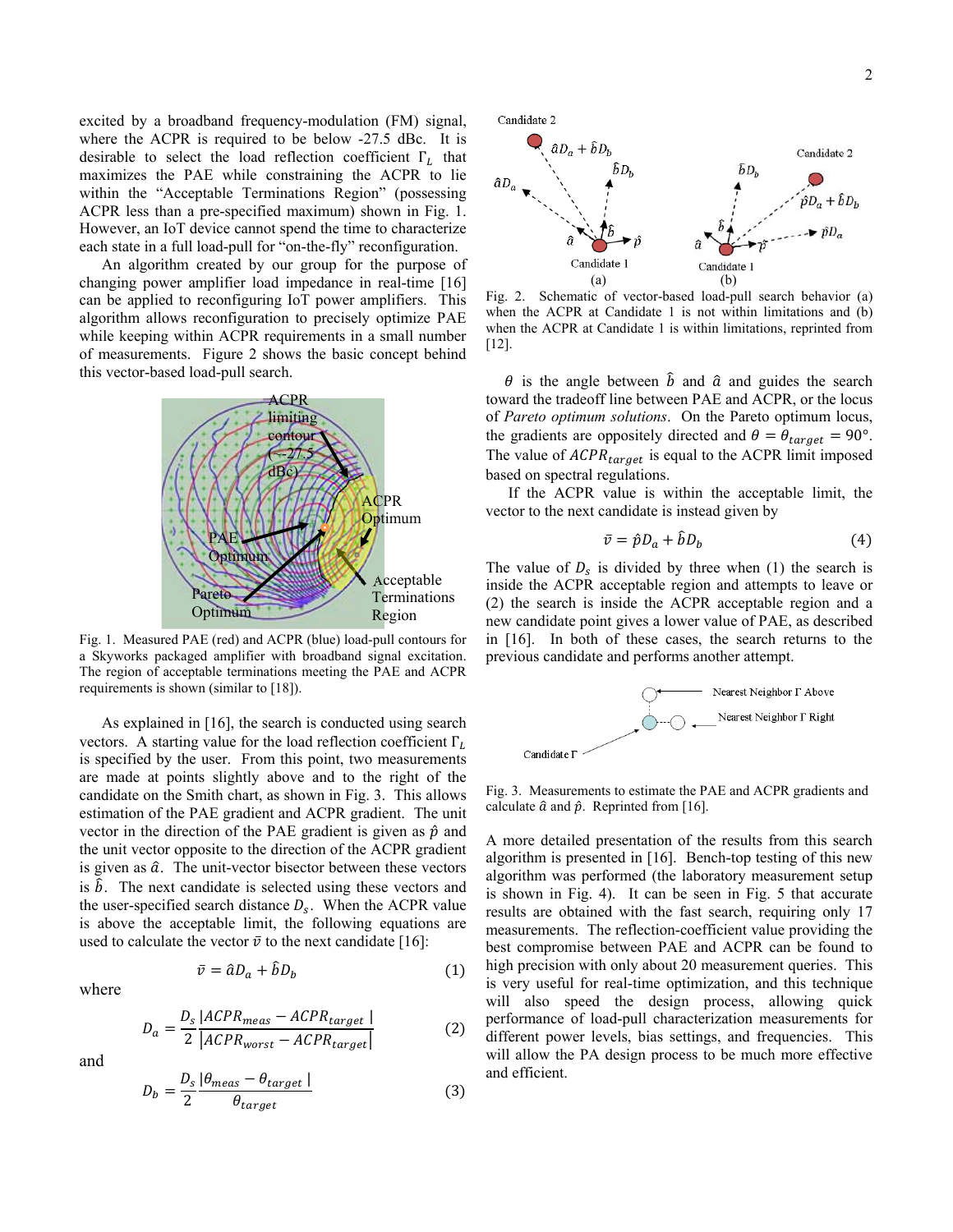excited by a broadband frequency-modulation (FM) signal, where the ACPR is required to be below -27.5 dBc. It is desirable to select the load reflection coefficient $\Gamma_L$ that maximizes the PAE while constraining the ACPR to lie within the "Acceptable Terminations Region" (possessing ACPR less than a pre-specified maximum) shown in Fig. 1. However, an IoT device cannot spend the time to characterize each state in a full load-pull for "on-the-fly" reconfiguration.

An algorithm created by our group for the purpose of changing power amplifier load impedance in real-time [16] can be applied to reconfiguring IoT power amplifiers. This algorithm allows reconfiguration to precisely optimize PAE while keeping within ACPR requirements in a small number of measurements. Figure 2 shows the basic concept behind this vector-based load-pull search.

Fig. 1. Measured PAE (red) and ACPR (blue) load-pull contours for a Skyworks packaged amplifier with broadband signal excitation. The region of acceptable terminations meeting the PAE and ACPR requirements is shown (similar to [18]).

As explained in [16], the search is conducted using search vectors. A starting value for the load reflection coefficient $\Gamma_L$ is specified by the user. From this point, two measurements are made at points slightly above and to the right of the candidate on the Smith chart, as shown in Fig. 3. This allows estimation of the PAE gradient and ACPR gradient. The unit vector in the direction of the PAE gradient is given as $\hat{p}$ and the unit vector opposite to the direction of the ACPR gradient is given as $\hat{a}$. The unit-vector bisector between these vectors is $\hat{b}$. The next candidate is selected using these vectors and the user-specified search distance $D_s$. When the ACPR value is above the acceptable limit, the following equations are used to calculate the vector $\bar{v}$ to the next candidate [16]:

$$\bar{v} = \hat{a}D_a + \hat{b}D_b \tag{1}$$

where

$$D_a = \frac{D_s}{2}\frac{|ACPR_{meas} - ACPR_{target}|}{|ACPR_{worst} - ACPR_{target}|} \tag{2}$$

and

$$D_b = \frac{D_s}{2}\frac{|\theta_{meas} - \theta_{target}|}{\theta_{target}} \tag{3}$$

Fig. 2. Schematic of vector-based load-pull search behavior (a) when the ACPR at Candidate 1 is not within limitations and (b) when the ACPR at Candidate 1 is within limitations, reprinted from [12].

$\theta$ is the angle between $\hat{b}$ and $\hat{a}$ and guides the search toward the tradeoff line between PAE and ACPR, or the locus of *Pareto optimum solutions*. On the Pareto optimum locus, the gradients are oppositely directed and $\theta = \theta_{target} = 90°$. The value of $ACPR_{target}$ is equal to the ACPR limit imposed based on spectral regulations.

If the ACPR value is within the acceptable limit, the vector to the next candidate is instead given by

$$\bar{v} = \hat{p}D_a + \hat{b}D_b \tag{4}$$

The value of $D_s$ is divided by three when (1) the search is inside the ACPR acceptable region and attempts to leave or (2) the search is inside the ACPR acceptable region and a new candidate point gives a lower value of PAE, as described in [16]. In both of these cases, the search returns to the previous candidate and performs another attempt.

Fig. 3. Measurements to estimate the PAE and ACPR gradients and calculate $\hat{a}$ and $\hat{p}$. Reprinted from [16].

A more detailed presentation of the results from this search algorithm is presented in [16]. Bench-top testing of this new algorithm was performed (the laboratory measurement setup is shown in Fig. 4). It can be seen in Fig. 5 that accurate results are obtained with the fast search, requiring only 17 measurements. The reflection-coefficient value providing the best compromise between PAE and ACPR can be found to high precision with only about 20 measurement queries. This is very useful for real-time optimization, and this technique will also speed the design process, allowing quick performance of load-pull characterization measurements for different power levels, bias settings, and frequencies. This will allow the PA design process to be much more effective and efficient.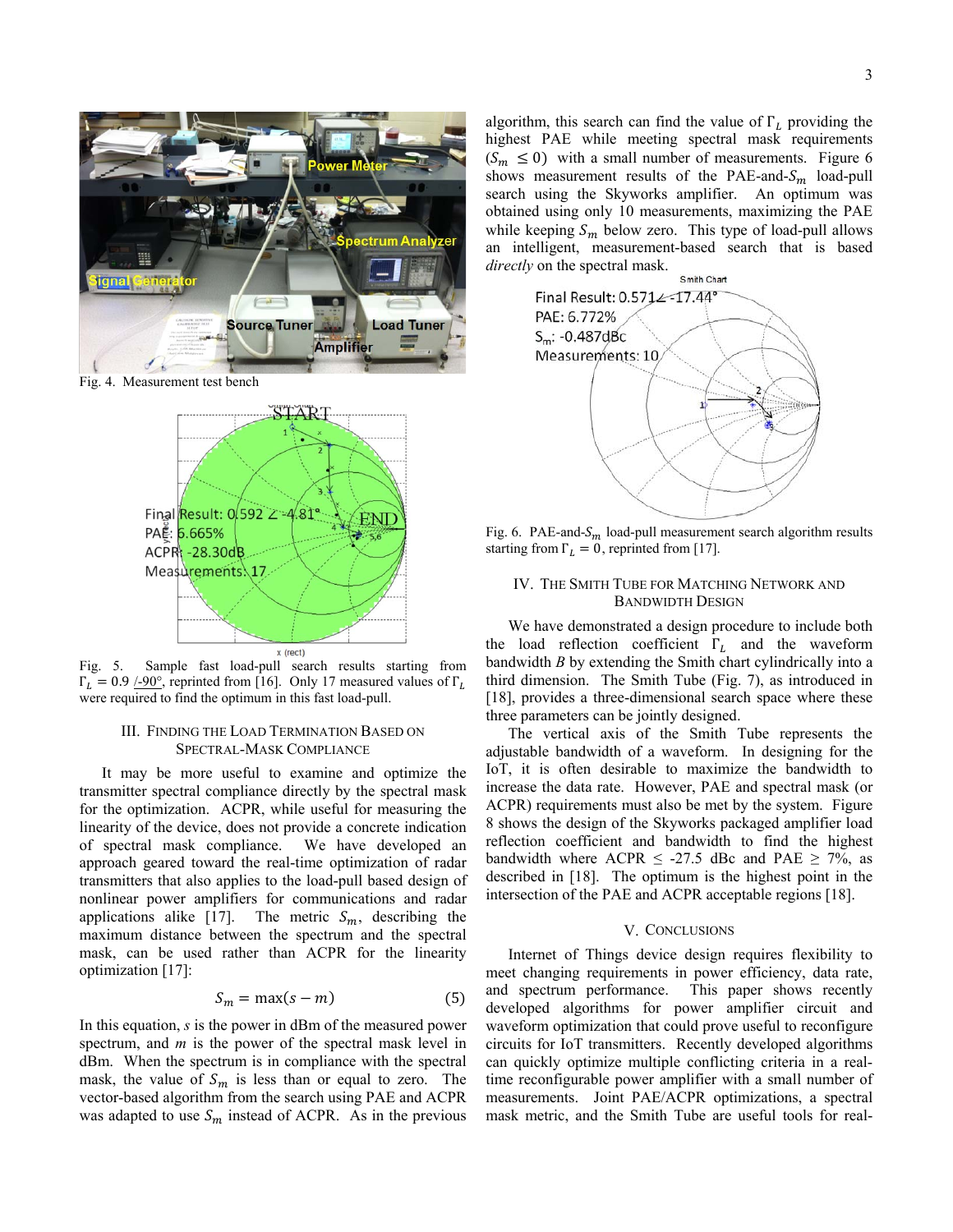Fig. 4. Measurement test bench

Fig. 5. Sample fast load-pull search results starting from $\Gamma_L = 0.9\ \underline{/-90°}$, reprinted from [16]. Only 17 measured values of $\Gamma_L$ were required to find the optimum in this fast load-pull.

## III. Finding the Load Termination Based on Spectral-Mask Compliance

It may be more useful to examine and optimize the transmitter spectral compliance directly by the spectral mask for the optimization. ACPR, while useful for measuring the linearity of the device, does not provide a concrete indication of spectral mask compliance. We have developed an approach geared toward the real-time optimization of radar transmitters that also applies to the load-pull based design of nonlinear power amplifiers for communications and radar applications alike [17]. The metric $S_m$, describing the maximum distance between the spectrum and the spectral mask, can be used rather than ACPR for the linearity optimization [17]:

$$S_m = \max(s - m) \tag{5}$$

In this equation, *s* is the power in dBm of the measured power spectrum, and *m* is the power of the spectral mask level in dBm. When the spectrum is in compliance with the spectral mask, the value of $S_m$ is less than or equal to zero. The vector-based algorithm from the search using PAE and ACPR was adapted to use $S_m$ instead of ACPR. As in the previous algorithm, this search can find the value of $\Gamma_L$ providing the highest PAE while meeting spectral mask requirements ($S_m \leq 0$) with a small number of measurements. Figure 6 shows measurement results of the PAE-and-$S_m$ load-pull search using the Skyworks amplifier. An optimum was obtained using only 10 measurements, maximizing the PAE while keeping $S_m$ below zero. This type of load-pull allows an intelligent, measurement-based search that is based *directly* on the spectral mask.

Fig. 6. PAE-and-$S_m$ load-pull measurement search algorithm results starting from $\Gamma_L = 0$, reprinted from [17].

## IV. The Smith Tube for Matching Network and Bandwidth Design

We have demonstrated a design procedure to include both the load reflection coefficient $\Gamma_L$ and the waveform bandwidth $B$ by extending the Smith chart cylindrically into a third dimension. The Smith Tube (Fig. 7), as introduced in [18], provides a three-dimensional search space where these three parameters can be jointly designed.

The vertical axis of the Smith Tube represents the adjustable bandwidth of a waveform. In designing for the IoT, it is often desirable to maximize the bandwidth to increase the data rate. However, PAE and spectral mask (or ACPR) requirements must also be met by the system. Figure 8 shows the design of the Skyworks packaged amplifier load reflection coefficient and bandwidth to find the highest bandwidth where ACPR $\leq$ -27.5 dBc and PAE $\geq$ 7%, as described in [18]. The optimum is the highest point in the intersection of the PAE and ACPR acceptable regions [18].

## V. Conclusions

Internet of Things device design requires flexibility to meet changing requirements in power efficiency, data rate, and spectrum performance. This paper shows recently developed algorithms for power amplifier circuit and waveform optimization that could prove useful to reconfigure circuits for IoT transmitters. Recently developed algorithms can quickly optimize multiple conflicting criteria in a real-time reconfigurable power amplifier with a small number of measurements. Joint PAE/ACPR optimizations, a spectral mask metric, and the Smith Tube are useful tools for real-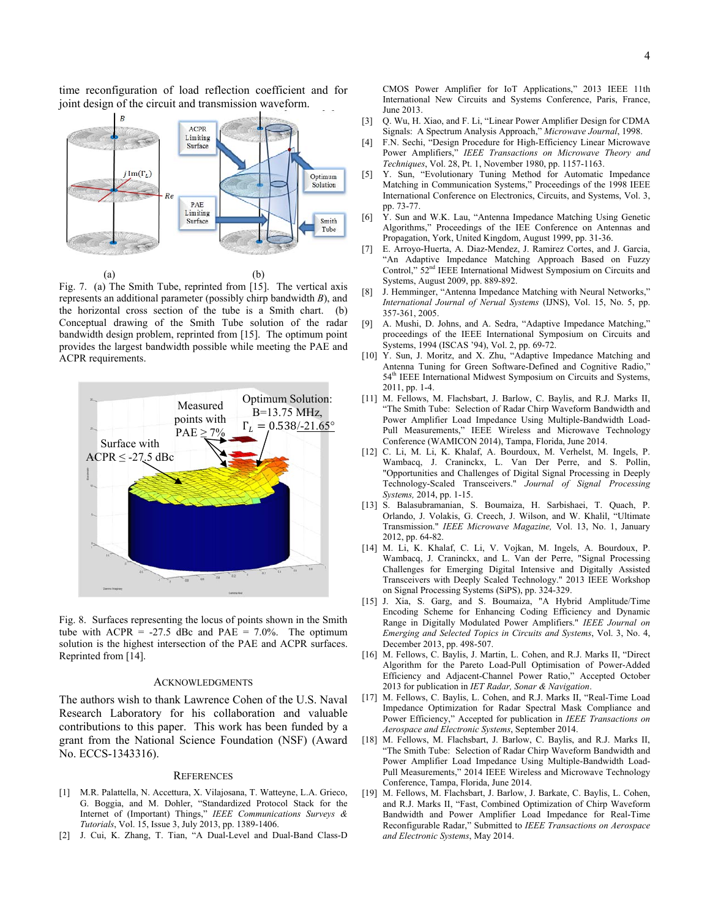time reconfiguration of load reflection coefficient and for joint design of the circuit and transmission waveform.

B

$j\,\mathrm{Im}(\Gamma_L)$

Re

ACPR Limiting Surface

PAE Limiting Surface

Optimum Solution

Smith Tube

(a) (b)

Fig. 7. (a) The Smith Tube, reprinted from [15]. The vertical axis represents an additional parameter (possibly chirp bandwidth $B$), and the horizontal cross section of the tube is a Smith chart. (b) Conceptual drawing of the Smith Tube solution of the radar bandwidth design problem, reprinted from [15]. The optimum point provides the largest bandwidth possible while meeting the PAE and ACPR requirements.

Measured points with PAE ≥ 7%

Optimum Solution: B=13.75 MHz, $\Gamma_L$ = 0.538/-21.65°

Surface with ACPR ≤ -27.5 dBc

Fig. 8. Surfaces representing the locus of points shown in the Smith tube with ACPR = -27.5 dBc and PAE = 7.0%. The optimum solution is the highest intersection of the PAE and ACPR surfaces. Reprinted from [14].

## Acknowledgments

The authors wish to thank Lawrence Cohen of the U.S. Naval Research Laboratory for his collaboration and valuable contributions to this paper. This work has been funded by a grant from the National Science Foundation (NSF) (Award No. ECCS-1343316).

## References

[1] M.R. Palattella, N. Accettura, X. Vilajosana, T. Watteyne, L.A. Grieco, G. Boggia, and M. Dohler, "Standardized Protocol Stack for the Internet of (Important) Things," *IEEE Communications Surveys & Tutorials*, Vol. 15, Issue 3, July 2013, pp. 1389-1406.

[2] J. Cui, K. Zhang, T. Tian, "A Dual-Level and Dual-Band Class-D CMOS Power Amplifier for IoT Applications," 2013 IEEE 11th International New Circuits and Systems Conference, Paris, France, June 2013.

[3] Q. Wu, H. Xiao, and F. Li, "Linear Power Amplifier Design for CDMA Signals: A Spectrum Analysis Approach," *Microwave Journal*, 1998.

[4] F.N. Sechi, "Design Procedure for High-Efficiency Linear Microwave Power Amplifiers," *IEEE Transactions on Microwave Theory and Techniques*, Vol. 28, Pt. 1, November 1980, pp. 1157-1163.

[5] Y. Sun, "Evolutionary Tuning Method for Automatic Impedance Matching in Communication Systems," Proceedings of the 1998 IEEE International Conference on Electronics, Circuits, and Systems, Vol. 3, pp. 73-77.

[6] Y. Sun and W.K. Lau, "Antenna Impedance Matching Using Genetic Algorithms," Proceedings of the IEE Conference on Antennas and Propagation, York, United Kingdom, August 1999, pp. 31-36.

[7] E. Arroyo-Huerta, A. Diaz-Mendez, J. Ramirez Cortes, and J. Garcia, "An Adaptive Impedance Matching Approach Based on Fuzzy Control," 52nd IEEE International Midwest Symposium on Circuits and Systems, August 2009, pp. 889-892.

[8] J. Hemminger, "Antenna Impedance Matching with Neural Networks," *International Journal of Nerual Systems* (IJNS), Vol. 15, No. 5, pp. 357-361, 2005.

[9] A. Mushi, D. Johns, and A. Sedra, "Adaptive Impedance Matching," proceedings of the IEEE International Symposium on Circuits and Systems, 1994 (ISCAS '94), Vol. 2, pp. 69-72.

[10] Y. Sun, J. Moritz, and X. Zhu, "Adaptive Impedance Matching and Antenna Tuning for Green Software-Defined and Cognitive Radio," 54th IEEE International Midwest Symposium on Circuits and Systems, 2011, pp. 1-4.

[11] M. Fellows, M. Flachsbart, J. Barlow, C. Baylis, and R.J. Marks II, "The Smith Tube: Selection of Radar Chirp Waveform Bandwidth and Power Amplifier Load Impedance Using Multiple-Bandwidth Load-Pull Measurements," IEEE Wireless and Microwave Technology Conference (WAMICON 2014), Tampa, Florida, June 2014.

[12] C. Li, M. Li, K. Khalaf, A. Bourdoux, M. Verhelst, M. Ingels, P. Wambacq, J. Craninckx, L. Van Der Perre, and S. Pollin, "Opportunities and Challenges of Digital Signal Processing in Deeply Technology-Scaled Transceivers." *Journal of Signal Processing Systems,* 2014, pp. 1-15.

[13] S. Balasubramanian, S. Boumaiza, H. Sarbishaei, T. Quach, P. Orlando, J. Volakis, G. Creech, J. Wilson, and W. Khalil, "Ultimate Transmission." *IEEE Microwave Magazine,* Vol. 13, No. 1, January 2012, pp. 64-82.

[14] M. Li, K. Khalaf, C. Li, V. Vojkan, M. Ingels, A. Bourdoux, P. Wambacq, J. Craninckx, and L. Van der Perre, "Signal Processing Challenges for Emerging Digital Intensive and Digitally Assisted Transceivers with Deeply Scaled Technology." 2013 IEEE Workshop on Signal Processing Systems (SiPS), pp. 324-329.

[15] J. Xia, S. Garg, and S. Boumaiza, "A Hybrid Amplitude/Time Encoding Scheme for Enhancing Coding Efficiency and Dynamic Range in Digitally Modulated Power Amplifiers." *IEEE Journal on Emerging and Selected Topics in Circuits and Systems*, Vol. 3, No. 4, December 2013, pp. 498-507.

[16] M. Fellows, C. Baylis, J. Martin, L. Cohen, and R.J. Marks II, "Direct Algorithm for the Pareto Load-Pull Optimisation of Power-Added Efficiency and Adjacent-Channel Power Ratio," Accepted October 2013 for publication in *IET Radar, Sonar & Navigation*.

[17] M. Fellows, C. Baylis, L. Cohen, and R.J. Marks II, "Real-Time Load Impedance Optimization for Radar Spectral Mask Compliance and Power Efficiency," Accepted for publication in *IEEE Transactions on Aerospace and Electronic Systems*, September 2014.

[18] M. Fellows, M. Flachsbart, J. Barlow, C. Baylis, and R.J. Marks II, "The Smith Tube: Selection of Radar Chirp Waveform Bandwidth and Power Amplifier Load Impedance Using Multiple-Bandwidth Load-Pull Measurements," 2014 IEEE Wireless and Microwave Technology Conference, Tampa, Florida, June 2014.

[19] M. Fellows, M. Flachsbart, J. Barlow, J. Barkate, C. Baylis, L. Cohen, and R.J. Marks II, "Fast, Combined Optimization of Chirp Waveform Bandwidth and Power Amplifier Load Impedance for Real-Time Reconfigurable Radar," Submitted to *IEEE Transactions on Aerospace and Electronic Systems*, May 2014.